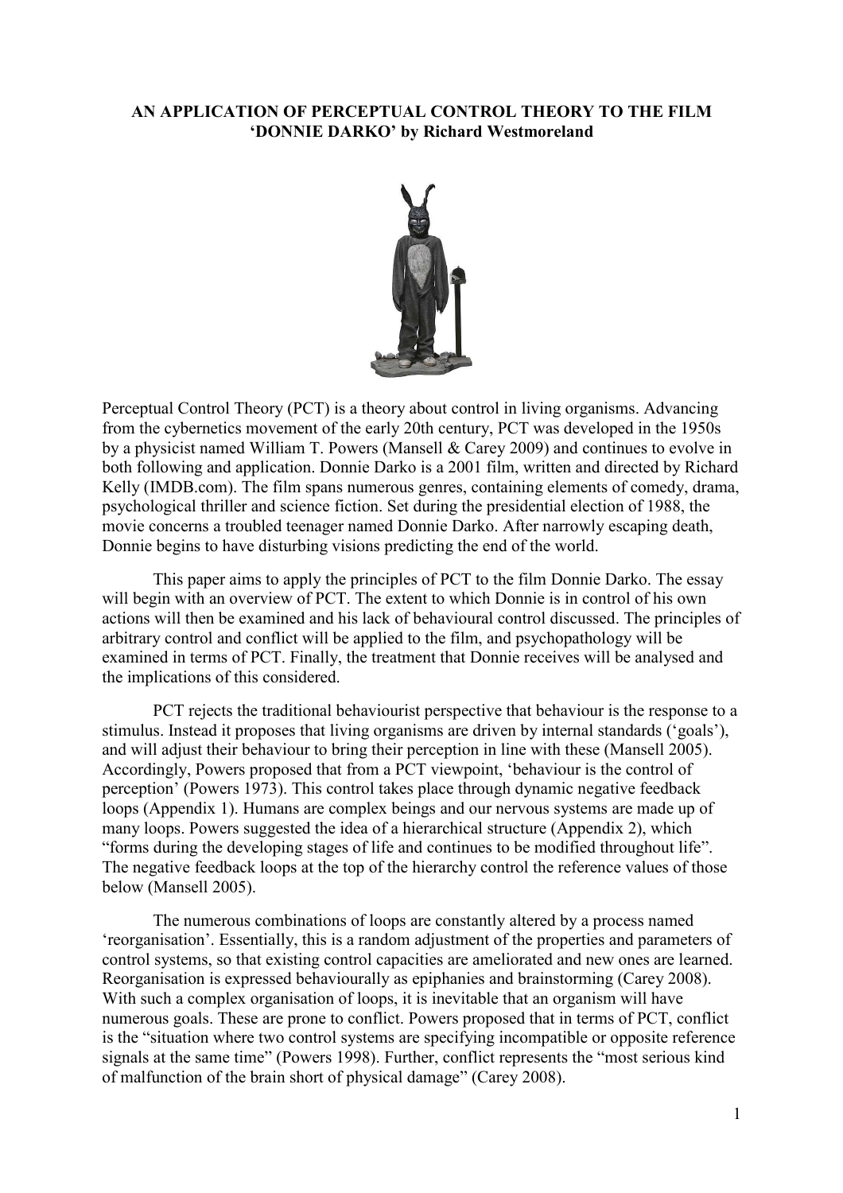**AN APPLICATION OF PERCEPTUAL CONTROL THEORY TO THE FILM 'DONNIE DARKO' by Richard Westmoreland**

Perceptual Control Theory (PCT) is a theory about control in living organisms. Advancing from the cybernetics movement of the early 20th century, PCT was developed in the 1950s by a physicist named William T. Powers (Mansell & Carey 2009) and continues to evolve in both following and application. Donnie Darko is a 2001 film, written and directed by Richard Kelly (IMDB.com). The film spans numerous genres, containing elements of comedy, drama, psychological thriller and science fiction. Set during the presidential election of 1988, the movie concerns a troubled teenager named Donnie Darko. After narrowly escaping death, Donnie begins to have disturbing visions predicting the end of the world.

This paper aims to apply the principles of PCT to the film Donnie Darko. The essay will begin with an overview of PCT. The extent to which Donnie is in control of his own actions will then be examined and his lack of behavioural control discussed. The principles of arbitrary control and conflict will be applied to the film, and psychopathology will be examined in terms of PCT. Finally, the treatment that Donnie receives will be analysed and the implications of this considered.

PCT rejects the traditional behaviourist perspective that behaviour is the response to a stimulus. Instead it proposes that living organisms are driven by internal standards ('goals'), and will adjust their behaviour to bring their perception in line with these (Mansell 2005). Accordingly, Powers proposed that from a PCT viewpoint, 'behaviour is the control of perception' (Powers 1973). This control takes place through dynamic negative feedback loops (Appendix 1). Humans are complex beings and our nervous systems are made up of many loops. Powers suggested the idea of a hierarchical structure (Appendix 2), which "forms during the developing stages of life and continues to be modified throughout life". The negative feedback loops at the top of the hierarchy control the reference values of those below (Mansell 2005).

The numerous combinations of loops are constantly altered by a process named 'reorganisation'. Essentially, this is a random adjustment of the properties and parameters of control systems, so that existing control capacities are ameliorated and new ones are learned. Reorganisation is expressed behaviourally as epiphanies and brainstorming (Carey 2008). With such a complex organisation of loops, it is inevitable that an organism will have numerous goals. These are prone to conflict. Powers proposed that in terms of PCT, conflict is the "situation where two control systems are specifying incompatible or opposite reference signals at the same time" (Powers 1998). Further, conflict represents the "most serious kind of malfunction of the brain short of physical damage" (Carey 2008).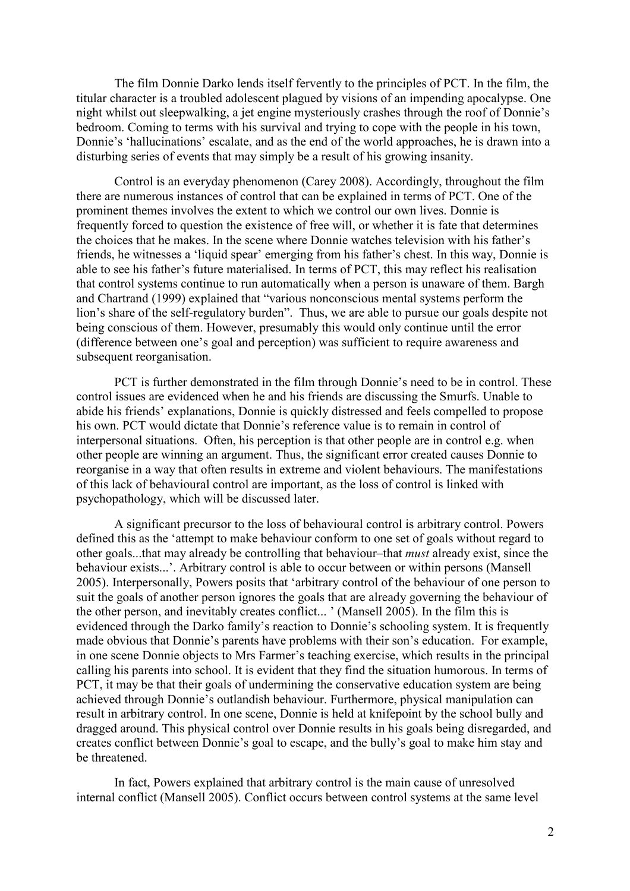The film Donnie Darko lends itself fervently to the principles of PCT. In the film, the titular character is a troubled adolescent plagued by visions of an impending apocalypse. One night whilst out sleepwalking, a jet engine mysteriously crashes through the roof of Donnie's bedroom. Coming to terms with his survival and trying to cope with the people in his town, Donnie's 'hallucinations' escalate, and as the end of the world approaches, he is drawn into a disturbing series of events that may simply be a result of his growing insanity.

Control is an everyday phenomenon (Carey 2008). Accordingly, throughout the film there are numerous instances of control that can be explained in terms of PCT. One of the prominent themes involves the extent to which we control our own lives. Donnie is frequently forced to question the existence of free will, or whether it is fate that determines the choices that he makes. In the scene where Donnie watches television with his father's friends, he witnesses a 'liquid spear' emerging from his father's chest. In this way, Donnie is able to see his father's future materialised. In terms of PCT, this may reflect his realisation that control systems continue to run automatically when a person is unaware of them. Bargh and Chartrand (1999) explained that "various nonconscious mental systems perform the lion's share of the self-regulatory burden". Thus, we are able to pursue our goals despite not being conscious of them. However, presumably this would only continue until the error (difference between one's goal and perception) was sufficient to require awareness and subsequent reorganisation.

PCT is further demonstrated in the film through Donnie's need to be in control. These control issues are evidenced when he and his friends are discussing the Smurfs. Unable to abide his friends' explanations, Donnie is quickly distressed and feels compelled to propose his own. PCT would dictate that Donnie's reference value is to remain in control of interpersonal situations. Often, his perception is that other people are in control e.g. when other people are winning an argument. Thus, the significant error created causes Donnie to reorganise in a way that often results in extreme and violent behaviours. The manifestations of this lack of behavioural control are important, as the loss of control is linked with psychopathology, which will be discussed later.

A significant precursor to the loss of behavioural control is arbitrary control. Powers defined this as the 'attempt to make behaviour conform to one set of goals without regard to other goals...that may already be controlling that behaviour–that *must* already exist, since the behaviour exists...'. Arbitrary control is able to occur between or within persons (Mansell 2005). Interpersonally, Powers posits that 'arbitrary control of the behaviour of one person to suit the goals of another person ignores the goals that are already governing the behaviour of the other person, and inevitably creates conflict... ' (Mansell 2005). In the film this is evidenced through the Darko family's reaction to Donnie's schooling system. It is frequently made obvious that Donnie's parents have problems with their son's education. For example, in one scene Donnie objects to Mrs Farmer's teaching exercise, which results in the principal calling his parents into school. It is evident that they find the situation humorous. In terms of PCT, it may be that their goals of undermining the conservative education system are being achieved through Donnie's outlandish behaviour. Furthermore, physical manipulation can result in arbitrary control. In one scene, Donnie is held at knifepoint by the school bully and dragged around. This physical control over Donnie results in his goals being disregarded, and creates conflict between Donnie's goal to escape, and the bully's goal to make him stay and be threatened.

In fact, Powers explained that arbitrary control is the main cause of unresolved internal conflict (Mansell 2005). Conflict occurs between control systems at the same level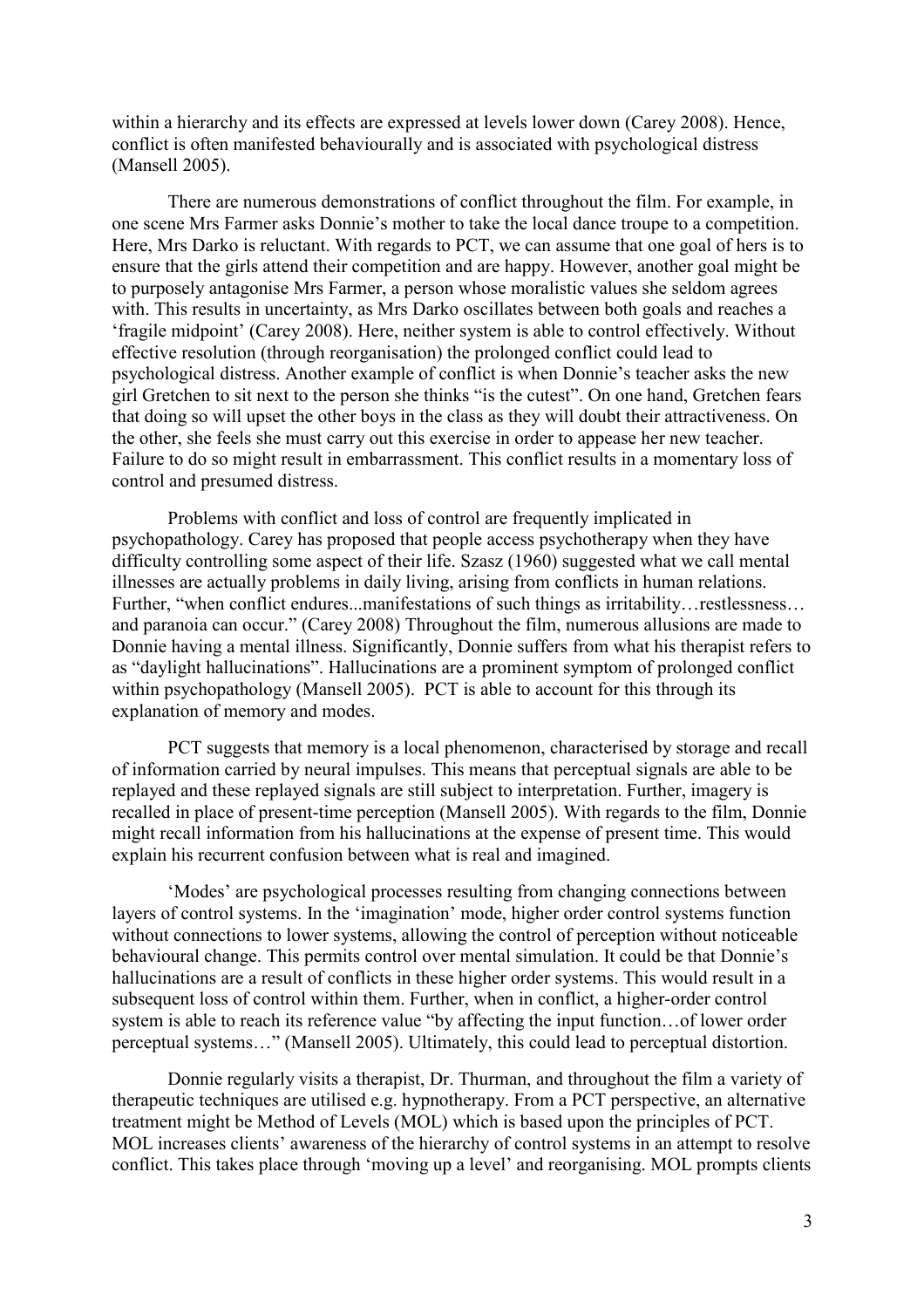within a hierarchy and its effects are expressed at levels lower down (Carey 2008). Hence, conflict is often manifested behaviourally and is associated with psychological distress (Mansell 2005).

There are numerous demonstrations of conflict throughout the film. For example, in one scene Mrs Farmer asks Donnie's mother to take the local dance troupe to a competition. Here, Mrs Darko is reluctant. With regards to PCT, we can assume that one goal of hers is to ensure that the girls attend their competition and are happy. However, another goal might be to purposely antagonise Mrs Farmer, a person whose moralistic values she seldom agrees with. This results in uncertainty, as Mrs Darko oscillates between both goals and reaches a 'fragile midpoint' (Carey 2008). Here, neither system is able to control effectively. Without effective resolution (through reorganisation) the prolonged conflict could lead to psychological distress. Another example of conflict is when Donnie's teacher asks the new girl Gretchen to sit next to the person she thinks "is the cutest". On one hand, Gretchen fears that doing so will upset the other boys in the class as they will doubt their attractiveness. On the other, she feels she must carry out this exercise in order to appease her new teacher. Failure to do so might result in embarrassment. This conflict results in a momentary loss of control and presumed distress.

Problems with conflict and loss of control are frequently implicated in psychopathology. Carey has proposed that people access psychotherapy when they have difficulty controlling some aspect of their life. Szasz (1960) suggested what we call mental illnesses are actually problems in daily living, arising from conflicts in human relations. Further, "when conflict endures...manifestations of such things as irritability…restlessness… and paranoia can occur." (Carey 2008) Throughout the film, numerous allusions are made to Donnie having a mental illness. Significantly, Donnie suffers from what his therapist refers to as "daylight hallucinations". Hallucinations are a prominent symptom of prolonged conflict within psychopathology (Mansell 2005). PCT is able to account for this through its explanation of memory and modes.

PCT suggests that memory is a local phenomenon, characterised by storage and recall of information carried by neural impulses. This means that perceptual signals are able to be replayed and these replayed signals are still subject to interpretation. Further, imagery is recalled in place of present-time perception (Mansell 2005). With regards to the film, Donnie might recall information from his hallucinations at the expense of present time. This would explain his recurrent confusion between what is real and imagined.

'Modes' are psychological processes resulting from changing connections between layers of control systems. In the 'imagination' mode, higher order control systems function without connections to lower systems, allowing the control of perception without noticeable behavioural change. This permits control over mental simulation. It could be that Donnie's hallucinations are a result of conflicts in these higher order systems. This would result in a subsequent loss of control within them. Further, when in conflict, a higher-order control system is able to reach its reference value "by affecting the input function…of lower order perceptual systems…" (Mansell 2005). Ultimately, this could lead to perceptual distortion.

Donnie regularly visits a therapist, Dr. Thurman, and throughout the film a variety of therapeutic techniques are utilised e.g. hypnotherapy. From a PCT perspective, an alternative treatment might be Method of Levels (MOL) which is based upon the principles of PCT. MOL increases clients' awareness of the hierarchy of control systems in an attempt to resolve conflict. This takes place through 'moving up a level' and reorganising. MOL prompts clients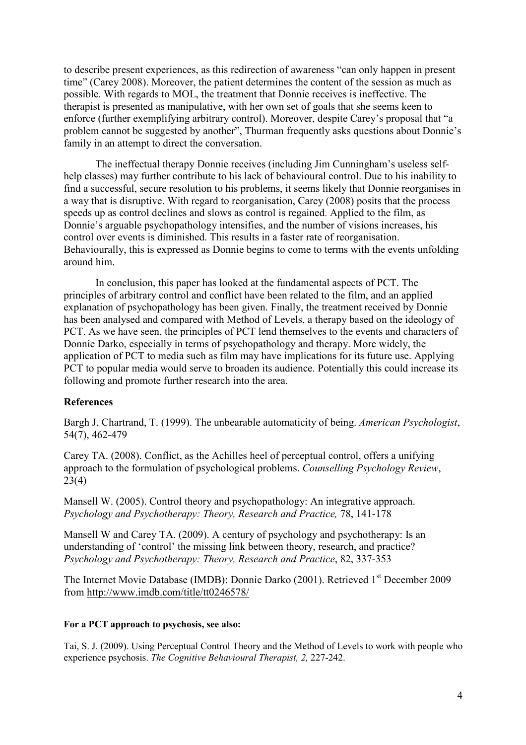to describe present experiences, as this redirection of awareness "can only happen in present time" (Carey 2008). Moreover, the patient determines the content of the session as much as possible. With regards to MOL, the treatment that Donnie receives is ineffective. The therapist is presented as manipulative, with her own set of goals that she seems keen to enforce (further exemplifying arbitrary control). Moreover, despite Carey's proposal that "a problem cannot be suggested by another", Thurman frequently asks questions about Donnie's family in an attempt to direct the conversation.

The ineffectual therapy Donnie receives (including Jim Cunningham's useless self-help classes) may further contribute to his lack of behavioural control. Due to his inability to find a successful, secure resolution to his problems, it seems likely that Donnie reorganises in a way that is disruptive. With regard to reorganisation, Carey (2008) posits that the process speeds up as control declines and slows as control is regained. Applied to the film, as Donnie's arguable psychopathology intensifies, and the number of visions increases, his control over events is diminished. This results in a faster rate of reorganisation. Behaviourally, this is expressed as Donnie begins to come to terms with the events unfolding around him.

In conclusion, this paper has looked at the fundamental aspects of PCT. The principles of arbitrary control and conflict have been related to the film, and an applied explanation of psychopathology has been given. Finally, the treatment received by Donnie has been analysed and compared with Method of Levels, a therapy based on the ideology of PCT. As we have seen, the principles of PCT lend themselves to the events and characters of Donnie Darko, especially in terms of psychopathology and therapy. More widely, the application of PCT to media such as film may have implications for its future use. Applying PCT to popular media would serve to broaden its audience. Potentially this could increase its following and promote further research into the area.

## References

Bargh J, Chartrand, T. (1999). The unbearable automaticity of being. *American Psychologist*, 54(7), 462-479

Carey TA. (2008). Conflict, as the Achilles heel of perceptual control, offers a unifying approach to the formulation of psychological problems. *Counselling Psychology Review*, 23(4)

Mansell W. (2005). Control theory and psychopathology: An integrative approach. *Psychology and Psychotherapy: Theory, Research and Practice,* 78, 141-178

Mansell W and Carey TA. (2009). A century of psychology and psychotherapy: Is an understanding of 'control' the missing link between theory, research, and practice? *Psychology and Psychotherapy: Theory, Research and Practice*, 82, 337-353

The Internet Movie Database (IMDB): Donnie Darko (2001). Retrieved 1st December 2009 from http://www.imdb.com/title/tt0246578/

**For a PCT approach to psychosis, see also:**

Tai, S. J. (2009). Using Perceptual Control Theory and the Method of Levels to work with people who experience psychosis. *The Cognitive Behavioural Therapist, 2,* 227-242.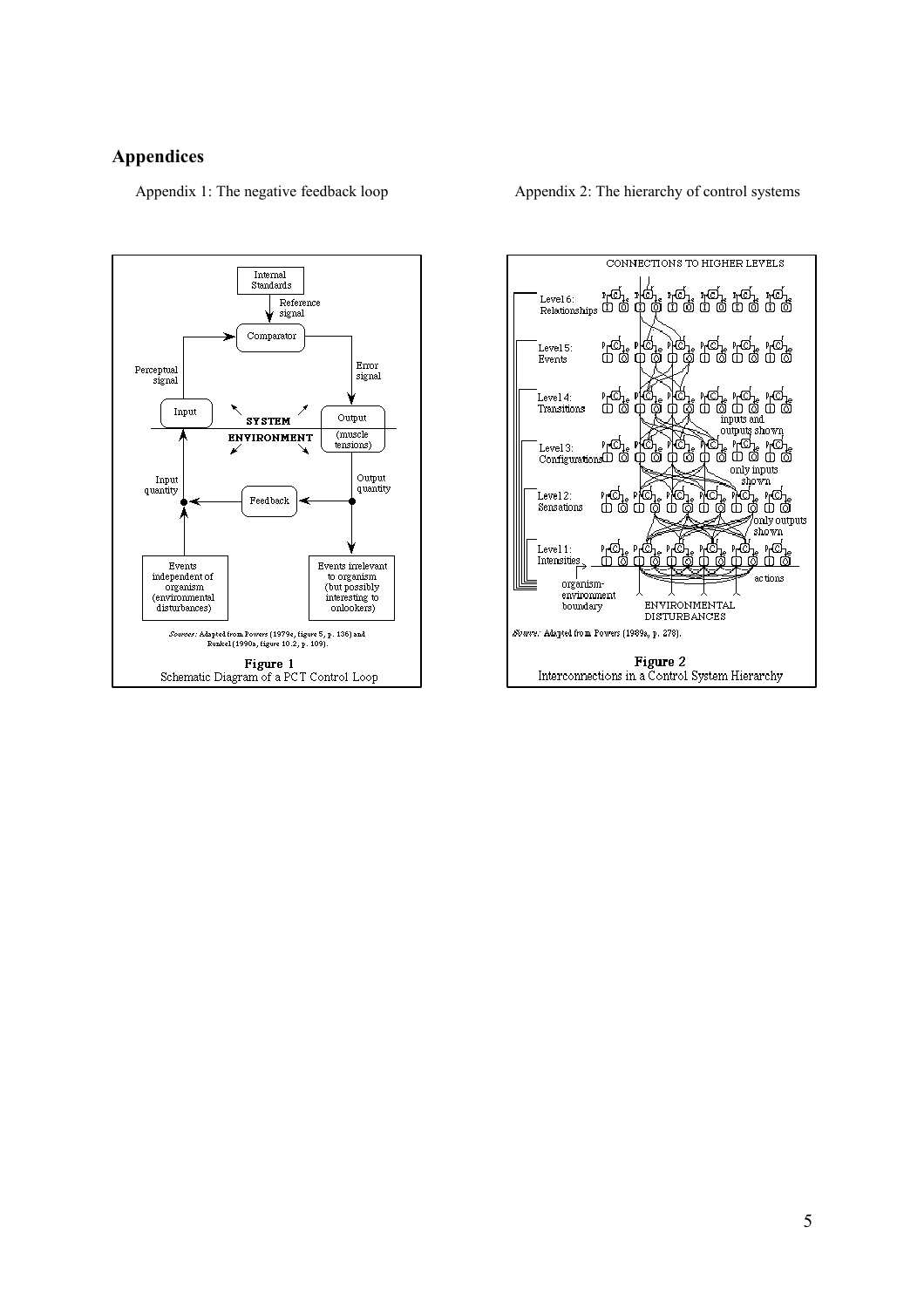## Appendices

Appendix 1: The negative feedback loop

Internal Standards

Reference signal

Comparator

Perceptual signal

Error signal

Input

SYSTEM

Output

ENVIRONMENT

(muscle tensions)

Input quantity

Output quantity

Feedback

Events independent of organism (environmental disturbances)

Events irrelevant to organism (but possibly interesting to onlookers)

*Sources:* Adapted from Powers (1979c, figure 5, p. 136) and Runkel (1990a, figure 10.2, p. 109).

**Figure 1**
Schematic Diagram of a PCT Control Loop

Appendix 2: The hierarchy of control systems

CONNECTIONS TO HIGHER LEVELS

Level 6: Relationships

Level 5: Events

Level 4: Transitions

Level 3: Configurations

Level 2: Sensations

Level 1: Intensities

inputs and outputs shown

only inputs shown

only outputs shown

actions

organism-environment boundary

ENVIRONMENTAL DISTURBANCES

*Source:* Adapted from Powers (1989a, p. 278).

**Figure 2**
Interconnections in a Control System Hierarchy